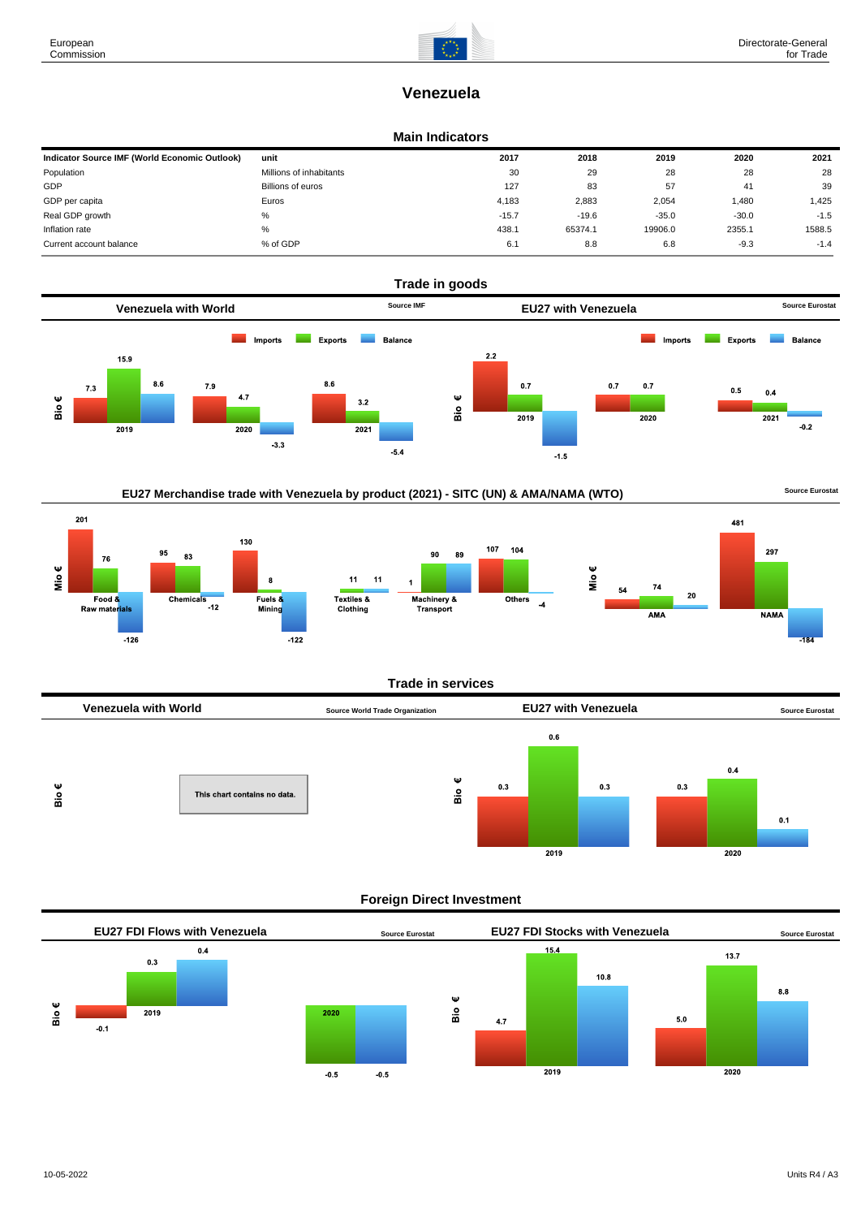# Venezuela

## Main Indicators

| Indicator Source IMF (World Economic Outlook) | unit | 2017 | 2018 | 2019 | 2020 | 2021 |
|---|---|---|---|---|---|---|
| Population | Millions of inhabitants | 30 | 29 | 28 | 28 | 28 |
| GDP | Billions of euros | 127 | 83 | 57 | 41 | 39 |
| GDP per capita | Euros | 4,183 | 2,883 | 2,054 | 1,480 | 1,425 |
| Real GDP growth | % | -15.7 | -19.6 | -35.0 | -30.0 | -1.5 |
| Inflation rate | % | 438.1 | 65374.1 | 19906.0 | 2355.1 | 1588.5 |
| Current account balance | % of GDP | 6.1 | 8.8 | 6.8 | -9.3 | -1.4 |

## Trade in goods

### Venezuela with World

Source IMF

Bio €

| | Imports | Exports | Balance |
|---|---|---|---|
| 2019 | 7.3 | 15.9 | 8.6 |
| 2020 | 7.9 | 4.7 | -3.3 |
| 2021 | 8.6 | 3.2 | -5.4 |

### EU27 with Venezuela

Source Eurostat

Bio €

| | Imports | Exports | Balance |
|---|---|---|---|
| 2019 | 2.2 | 0.7 | -1.5 |
| 2020 | 0.7 | 0.7 | |
| 2021 | 0.5 | 0.4 | -0.2 |

### EU27 Merchandise trade with Venezuela by product (2021) - SITC (UN) & AMA/NAMA (WTO)

Source Eurostat

Mio €

| | Imports | Exports | Balance |
|---|---|---|---|
| Food & Raw materials | 201 | 76 | -126 |
| Chemicals | 95 | 83 | -12 |
| Fuels & Mining | 130 | 8 | -122 |
| Textiles & Clothing | 11 | 11 | |
| Machinery & Transport | 1 | 90 | 89 |
| Others | 107 | 104 | -4 |
| AMA | 54 | 74 | 20 |
| NAMA | 481 | 297 | -184 |

## Trade in services

### Venezuela with World

Source World Trade Organization

Bio €

This chart contains no data.

### EU27 with Venezuela

Source Eurostat

Bio €

| | Imports | Exports | Balance |
|---|---|---|---|
| 2019 | 0.3 | 0.6 | 0.3 |
| 2020 | 0.3 | 0.4 | 0.1 |

## Foreign Direct Investment

### EU27 FDI Flows with Venezuela

Source Eurostat

Bio €

| | | | |
|---|---|---|---|
| 2019 | -0.1 | 0.3 | 0.4 |
| 2020 | | -0.5 | -0.5 |

### EU27 FDI Stocks with Venezuela

Source Eurostat

Bio €

| | | | |
|---|---|---|---|
| 2019 | 4.7 | 15.4 | 10.8 |
| 2020 | 5.0 | 13.7 | 8.8 |

10-05-2022

Units R4 / A3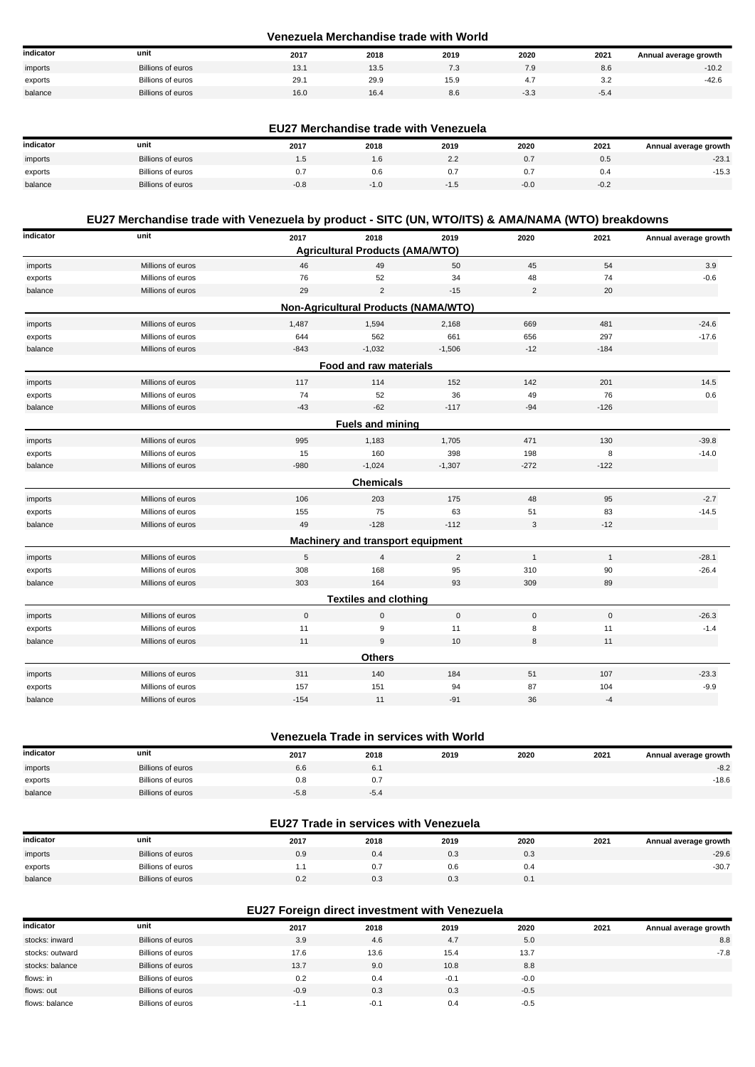## Venezuela Merchandise trade with World

| indicator | unit | 2017 | 2018 | 2019 | 2020 | 2021 | Annual average growth |
|---|---|---|---|---|---|---|---|
| imports | Billions of euros | 13.1 | 13.5 | 7.3 | 7.9 | 8.6 | -10.2 |
| exports | Billions of euros | 29.1 | 29.9 | 15.9 | 4.7 | 3.2 | -42.6 |
| balance | Billions of euros | 16.0 | 16.4 | 8.6 | -3.3 | -5.4 | |

## EU27 Merchandise trade with Venezuela

| indicator | unit | 2017 | 2018 | 2019 | 2020 | 2021 | Annual average growth |
|---|---|---|---|---|---|---|---|
| imports | Billions of euros | 1.5 | 1.6 | 2.2 | 0.7 | 0.5 | -23.1 |
| exports | Billions of euros | 0.7 | 0.6 | 0.7 | 0.7 | 0.4 | -15.3 |
| balance | Billions of euros | -0.8 | -1.0 | -1.5 | -0.0 | -0.2 | |

## EU27 Merchandise trade with Venezuela by product - SITC (UN, WTO/ITS) & AMA/NAMA (WTO) breakdowns

| indicator | unit | 2017 | 2018 | 2019 | 2020 | 2021 | Annual average growth |
|---|---|---|---|---|---|---|---|
| | | | **Agricultural Products (AMA/WTO)** | | | | |
| imports | Millions of euros | 46 | 49 | 50 | 45 | 54 | 3.9 |
| exports | Millions of euros | 76 | 52 | 34 | 48 | 74 | -0.6 |
| balance | Millions of euros | 29 | 2 | -15 | 2 | 20 | |
| | | | **Non-Agricultural Products (NAMA/WTO)** | | | | |
| imports | Millions of euros | 1,487 | 1,594 | 2,168 | 669 | 481 | -24.6 |
| exports | Millions of euros | 644 | 562 | 661 | 656 | 297 | -17.6 |
| balance | Millions of euros | -843 | -1,032 | -1,506 | -12 | -184 | |
| | | | **Food and raw materials** | | | | |
| imports | Millions of euros | 117 | 114 | 152 | 142 | 201 | 14.5 |
| exports | Millions of euros | 74 | 52 | 36 | 49 | 76 | 0.6 |
| balance | Millions of euros | -43 | -62 | -117 | -94 | -126 | |
| | | | **Fuels and mining** | | | | |
| imports | Millions of euros | 995 | 1,183 | 1,705 | 471 | 130 | -39.8 |
| exports | Millions of euros | 15 | 160 | 398 | 198 | 8 | -14.0 |
| balance | Millions of euros | -980 | -1,024 | -1,307 | -272 | -122 | |
| | | | **Chemicals** | | | | |
| imports | Millions of euros | 106 | 203 | 175 | 48 | 95 | -2.7 |
| exports | Millions of euros | 155 | 75 | 63 | 51 | 83 | -14.5 |
| balance | Millions of euros | 49 | -128 | -112 | 3 | -12 | |
| | | | **Machinery and transport equipment** | | | | |
| imports | Millions of euros | 5 | 4 | 2 | 1 | 1 | -28.1 |
| exports | Millions of euros | 308 | 168 | 95 | 310 | 90 | -26.4 |
| balance | Millions of euros | 303 | 164 | 93 | 309 | 89 | |
| | | | **Textiles and clothing** | | | | |
| imports | Millions of euros | 0 | 0 | 0 | 0 | 0 | -26.3 |
| exports | Millions of euros | 11 | 9 | 11 | 8 | 11 | -1.4 |
| balance | Millions of euros | 11 | 9 | 10 | 8 | 11 | |
| | | | **Others** | | | | |
| imports | Millions of euros | 311 | 140 | 184 | 51 | 107 | -23.3 |
| exports | Millions of euros | 157 | 151 | 94 | 87 | 104 | -9.9 |
| balance | Millions of euros | -154 | 11 | -91 | 36 | -4 | |

## Venezuela Trade in services with World

| indicator | unit | 2017 | 2018 | 2019 | 2020 | 2021 | Annual average growth |
|---|---|---|---|---|---|---|---|
| imports | Billions of euros | 6.6 | 6.1 | | | | -8.2 |
| exports | Billions of euros | 0.8 | 0.7 | | | | -18.6 |
| balance | Billions of euros | -5.8 | -5.4 | | | | |

## EU27 Trade in services with Venezuela

| indicator | unit | 2017 | 2018 | 2019 | 2020 | 2021 | Annual average growth |
|---|---|---|---|---|---|---|---|
| imports | Billions of euros | 0.9 | 0.4 | 0.3 | 0.3 | | -29.6 |
| exports | Billions of euros | 1.1 | 0.7 | 0.6 | 0.4 | | -30.7 |
| balance | Billions of euros | 0.2 | 0.3 | 0.3 | 0.1 | | |

## EU27 Foreign direct investment with Venezuela

| indicator | unit | 2017 | 2018 | 2019 | 2020 | 2021 | Annual average growth |
|---|---|---|---|---|---|---|---|
| stocks: inward | Billions of euros | 3.9 | 4.6 | 4.7 | 5.0 | | 8.8 |
| stocks: outward | Billions of euros | 17.6 | 13.6 | 15.4 | 13.7 | | -7.8 |
| stocks: balance | Billions of euros | 13.7 | 9.0 | 10.8 | 8.8 | | |
| flows: in | Billions of euros | 0.2 | 0.4 | -0.1 | -0.0 | | |
| flows: out | Billions of euros | -0.9 | 0.3 | 0.3 | -0.5 | | |
| flows: balance | Billions of euros | -1.1 | -0.1 | 0.4 | -0.5 | | |